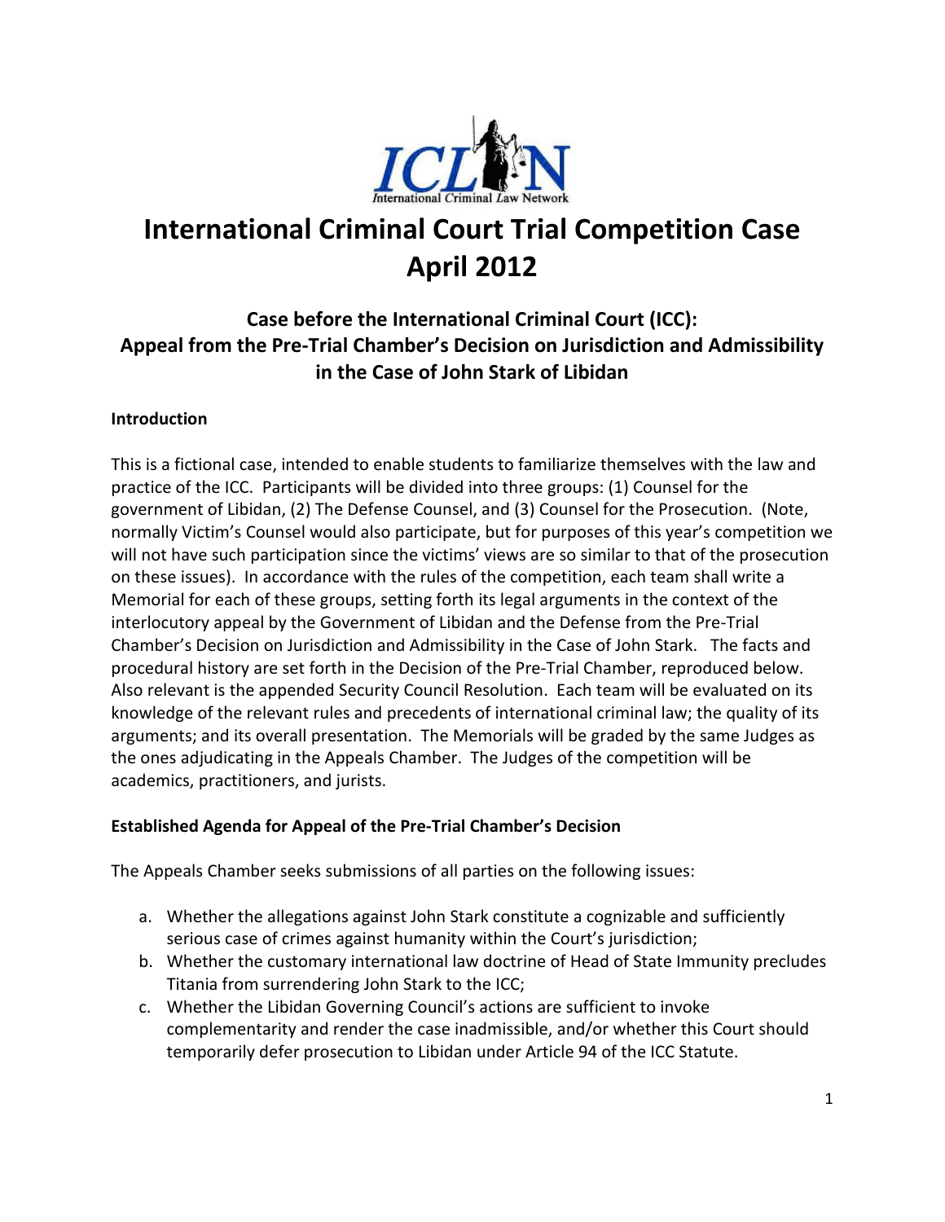# International Criminal Court Trial Competition Case
# April 2012

## Case before the International Criminal Court (ICC): Appeal from the Pre-Trial Chamber's Decision on Jurisdiction and Admissibility in the Case of John Stark of Libidan

### Introduction

This is a fictional case, intended to enable students to familiarize themselves with the law and practice of the ICC. Participants will be divided into three groups: (1) Counsel for the government of Libidan, (2) The Defense Counsel, and (3) Counsel for the Prosecution. (Note, normally Victim's Counsel would also participate, but for purposes of this year's competition we will not have such participation since the victims' views are so similar to that of the prosecution on these issues). In accordance with the rules of the competition, each team shall write a Memorial for each of these groups, setting forth its legal arguments in the context of the interlocutory appeal by the Government of Libidan and the Defense from the Pre-Trial Chamber's Decision on Jurisdiction and Admissibility in the Case of John Stark. The facts and procedural history are set forth in the Decision of the Pre-Trial Chamber, reproduced below. Also relevant is the appended Security Council Resolution. Each team will be evaluated on its knowledge of the relevant rules and precedents of international criminal law; the quality of its arguments; and its overall presentation. The Memorials will be graded by the same Judges as the ones adjudicating in the Appeals Chamber. The Judges of the competition will be academics, practitioners, and jurists.

### Established Agenda for Appeal of the Pre-Trial Chamber's Decision

The Appeals Chamber seeks submissions of all parties on the following issues:

a. Whether the allegations against John Stark constitute a cognizable and sufficiently serious case of crimes against humanity within the Court's jurisdiction;
b. Whether the customary international law doctrine of Head of State Immunity precludes Titania from surrendering John Stark to the ICC;
c. Whether the Libidan Governing Council's actions are sufficient to invoke complementarity and render the case inadmissible, and/or whether this Court should temporarily defer prosecution to Libidan under Article 94 of the ICC Statute.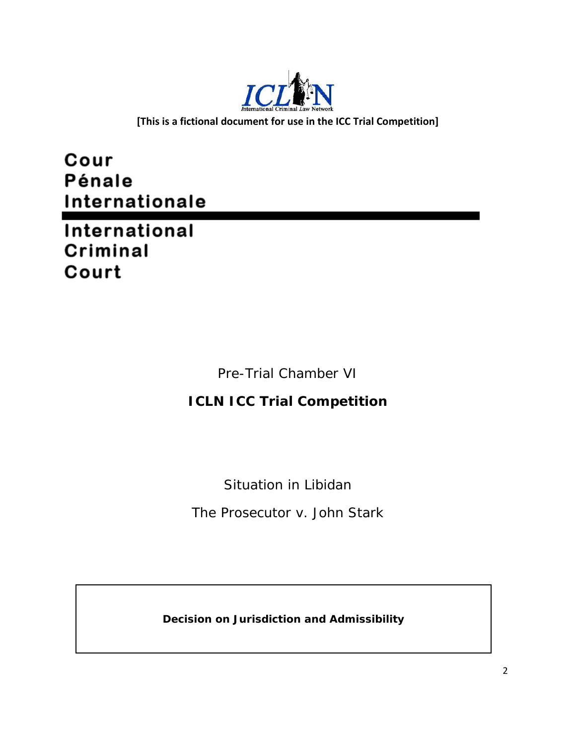[This is a fictional document for use in the ICC Trial Competition]

# Cour Pénale Internationale

# International Criminal Court

Pre-Trial Chamber VI

**ICLN ICC Trial Competition**

Situation in Libidan

The Prosecutor v. John Stark

**Decision on Jurisdiction and Admissibility**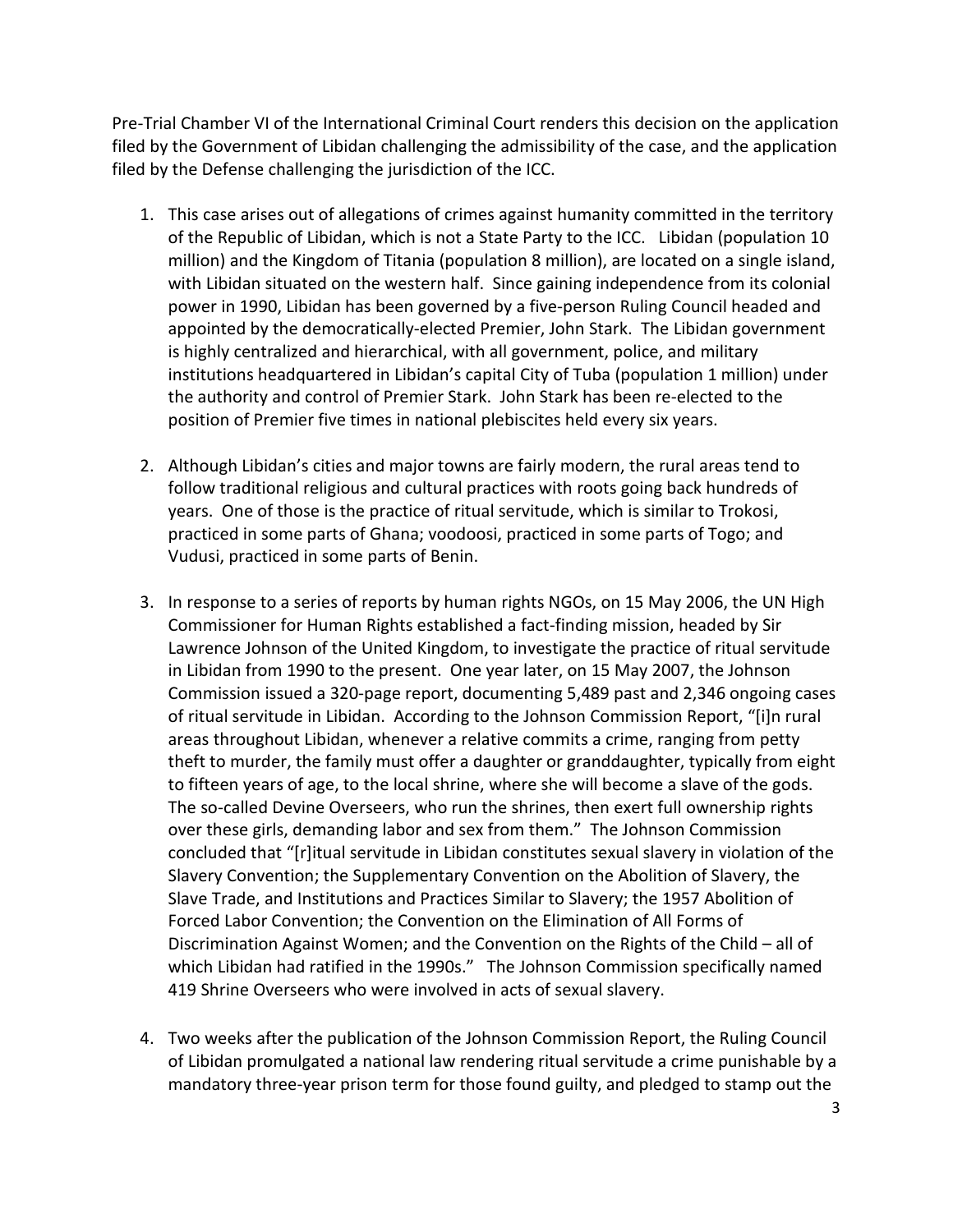Pre-Trial Chamber VI of the International Criminal Court renders this decision on the application filed by the Government of Libidan challenging the admissibility of the case, and the application filed by the Defense challenging the jurisdiction of the ICC.

1. This case arises out of allegations of crimes against humanity committed in the territory of the Republic of Libidan, which is not a State Party to the ICC. Libidan (population 10 million) and the Kingdom of Titania (population 8 million), are located on a single island, with Libidan situated on the western half. Since gaining independence from its colonial power in 1990, Libidan has been governed by a five-person Ruling Council headed and appointed by the democratically-elected Premier, John Stark. The Libidan government is highly centralized and hierarchical, with all government, police, and military institutions headquartered in Libidan's capital City of Tuba (population 1 million) under the authority and control of Premier Stark. John Stark has been re-elected to the position of Premier five times in national plebiscites held every six years.

2. Although Libidan's cities and major towns are fairly modern, the rural areas tend to follow traditional religious and cultural practices with roots going back hundreds of years. One of those is the practice of ritual servitude, which is similar to Trokosi, practiced in some parts of Ghana; voodoosi, practiced in some parts of Togo; and Vudusi, practiced in some parts of Benin.

3. In response to a series of reports by human rights NGOs, on 15 May 2006, the UN High Commissioner for Human Rights established a fact-finding mission, headed by Sir Lawrence Johnson of the United Kingdom, to investigate the practice of ritual servitude in Libidan from 1990 to the present. One year later, on 15 May 2007, the Johnson Commission issued a 320-page report, documenting 5,489 past and 2,346 ongoing cases of ritual servitude in Libidan. According to the Johnson Commission Report, "[i]n rural areas throughout Libidan, whenever a relative commits a crime, ranging from petty theft to murder, the family must offer a daughter or granddaughter, typically from eight to fifteen years of age, to the local shrine, where she will become a slave of the gods. The so-called Devine Overseers, who run the shrines, then exert full ownership rights over these girls, demanding labor and sex from them." The Johnson Commission concluded that "[r]itual servitude in Libidan constitutes sexual slavery in violation of the Slavery Convention; the Supplementary Convention on the Abolition of Slavery, the Slave Trade, and Institutions and Practices Similar to Slavery; the 1957 Abolition of Forced Labor Convention; the Convention on the Elimination of All Forms of Discrimination Against Women; and the Convention on the Rights of the Child – all of which Libidan had ratified in the 1990s." The Johnson Commission specifically named 419 Shrine Overseers who were involved in acts of sexual slavery.

4. Two weeks after the publication of the Johnson Commission Report, the Ruling Council of Libidan promulgated a national law rendering ritual servitude a crime punishable by a mandatory three-year prison term for those found guilty, and pledged to stamp out the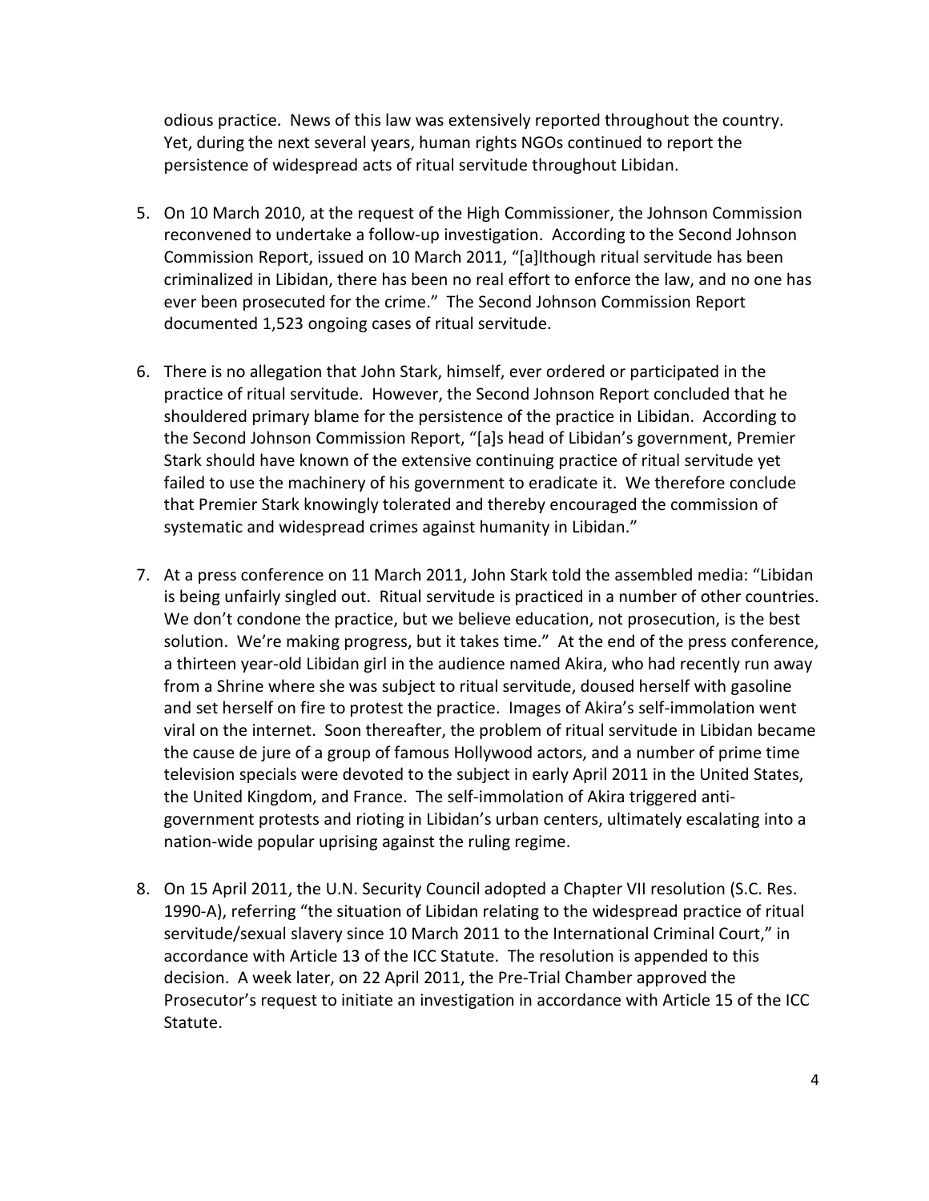odious practice. News of this law was extensively reported throughout the country. Yet, during the next several years, human rights NGOs continued to report the persistence of widespread acts of ritual servitude throughout Libidan.

5. On 10 March 2010, at the request of the High Commissioner, the Johnson Commission reconvened to undertake a follow-up investigation. According to the Second Johnson Commission Report, issued on 10 March 2011, "[a]lthough ritual servitude has been criminalized in Libidan, there has been no real effort to enforce the law, and no one has ever been prosecuted for the crime." The Second Johnson Commission Report documented 1,523 ongoing cases of ritual servitude.

6. There is no allegation that John Stark, himself, ever ordered or participated in the practice of ritual servitude. However, the Second Johnson Report concluded that he shouldered primary blame for the persistence of the practice in Libidan. According to the Second Johnson Commission Report, "[a]s head of Libidan's government, Premier Stark should have known of the extensive continuing practice of ritual servitude yet failed to use the machinery of his government to eradicate it. We therefore conclude that Premier Stark knowingly tolerated and thereby encouraged the commission of systematic and widespread crimes against humanity in Libidan."

7. At a press conference on 11 March 2011, John Stark told the assembled media: "Libidan is being unfairly singled out. Ritual servitude is practiced in a number of other countries. We don't condone the practice, but we believe education, not prosecution, is the best solution. We're making progress, but it takes time." At the end of the press conference, a thirteen year-old Libidan girl in the audience named Akira, who had recently run away from a Shrine where she was subject to ritual servitude, doused herself with gasoline and set herself on fire to protest the practice. Images of Akira's self-immolation went viral on the internet. Soon thereafter, the problem of ritual servitude in Libidan became the cause de jure of a group of famous Hollywood actors, and a number of prime time television specials were devoted to the subject in early April 2011 in the United States, the United Kingdom, and France. The self-immolation of Akira triggered anti-government protests and rioting in Libidan's urban centers, ultimately escalating into a nation-wide popular uprising against the ruling regime.

8. On 15 April 2011, the U.N. Security Council adopted a Chapter VII resolution (S.C. Res. 1990-A), referring "the situation of Libidan relating to the widespread practice of ritual servitude/sexual slavery since 10 March 2011 to the International Criminal Court," in accordance with Article 13 of the ICC Statute. The resolution is appended to this decision. A week later, on 22 April 2011, the Pre-Trial Chamber approved the Prosecutor's request to initiate an investigation in accordance with Article 15 of the ICC Statute.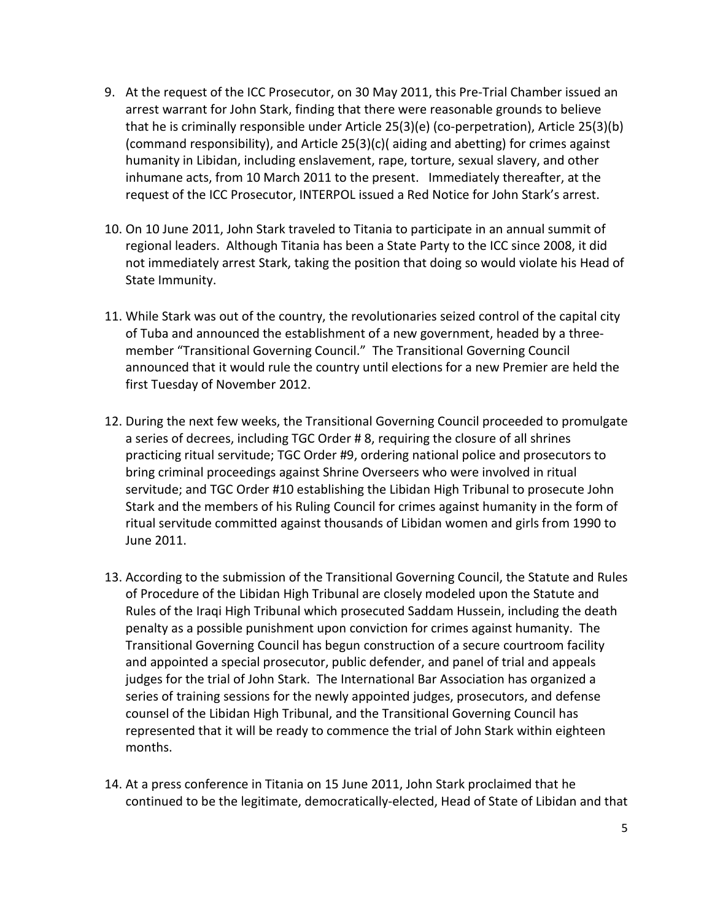9. At the request of the ICC Prosecutor, on 30 May 2011, this Pre-Trial Chamber issued an arrest warrant for John Stark, finding that there were reasonable grounds to believe that he is criminally responsible under Article 25(3)(e) (co-perpetration), Article 25(3)(b) (command responsibility), and Article 25(3)(c)( aiding and abetting) for crimes against humanity in Libidan, including enslavement, rape, torture, sexual slavery, and other inhumane acts, from 10 March 2011 to the present. Immediately thereafter, at the request of the ICC Prosecutor, INTERPOL issued a Red Notice for John Stark's arrest.

10. On 10 June 2011, John Stark traveled to Titania to participate in an annual summit of regional leaders. Although Titania has been a State Party to the ICC since 2008, it did not immediately arrest Stark, taking the position that doing so would violate his Head of State Immunity.

11. While Stark was out of the country, the revolutionaries seized control of the capital city of Tuba and announced the establishment of a new government, headed by a three-member "Transitional Governing Council." The Transitional Governing Council announced that it would rule the country until elections for a new Premier are held the first Tuesday of November 2012.

12. During the next few weeks, the Transitional Governing Council proceeded to promulgate a series of decrees, including TGC Order # 8, requiring the closure of all shrines practicing ritual servitude; TGC Order #9, ordering national police and prosecutors to bring criminal proceedings against Shrine Overseers who were involved in ritual servitude; and TGC Order #10 establishing the Libidan High Tribunal to prosecute John Stark and the members of his Ruling Council for crimes against humanity in the form of ritual servitude committed against thousands of Libidan women and girls from 1990 to June 2011.

13. According to the submission of the Transitional Governing Council, the Statute and Rules of Procedure of the Libidan High Tribunal are closely modeled upon the Statute and Rules of the Iraqi High Tribunal which prosecuted Saddam Hussein, including the death penalty as a possible punishment upon conviction for crimes against humanity. The Transitional Governing Council has begun construction of a secure courtroom facility and appointed a special prosecutor, public defender, and panel of trial and appeals judges for the trial of John Stark. The International Bar Association has organized a series of training sessions for the newly appointed judges, prosecutors, and defense counsel of the Libidan High Tribunal, and the Transitional Governing Council has represented that it will be ready to commence the trial of John Stark within eighteen months.

14. At a press conference in Titania on 15 June 2011, John Stark proclaimed that he continued to be the legitimate, democratically-elected, Head of State of Libidan and that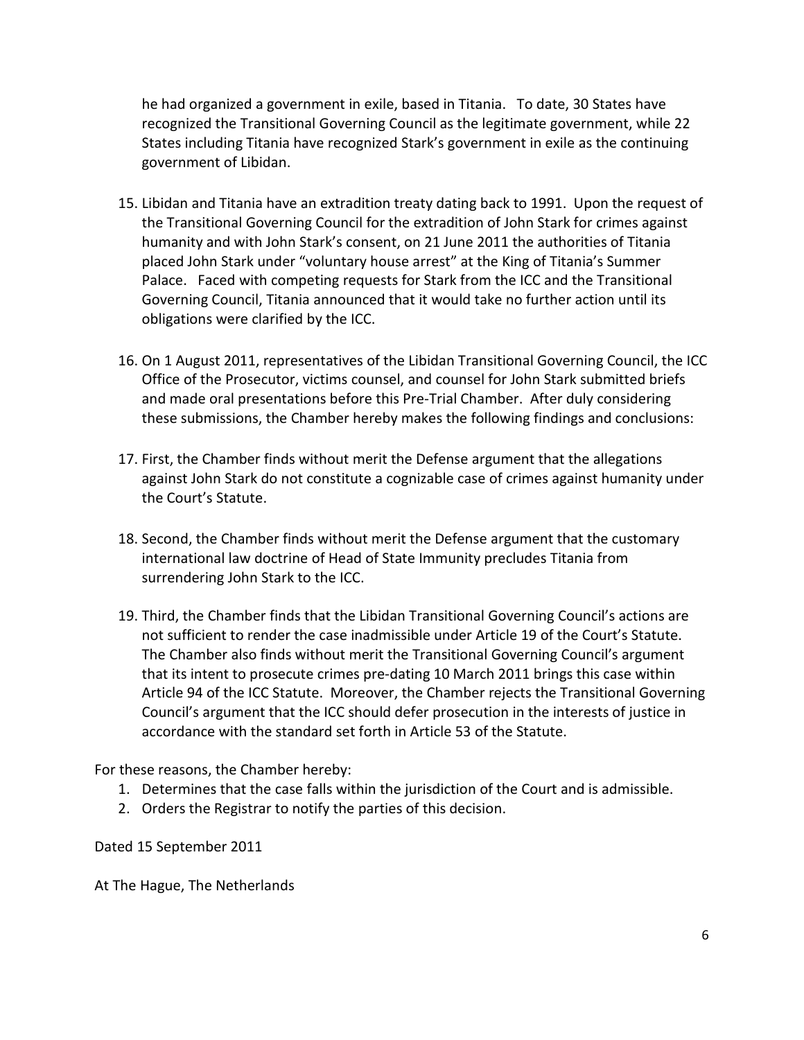he had organized a government in exile, based in Titania. To date, 30 States have recognized the Transitional Governing Council as the legitimate government, while 22 States including Titania have recognized Stark's government in exile as the continuing government of Libidan.

15. Libidan and Titania have an extradition treaty dating back to 1991. Upon the request of the Transitional Governing Council for the extradition of John Stark for crimes against humanity and with John Stark's consent, on 21 June 2011 the authorities of Titania placed John Stark under "voluntary house arrest" at the King of Titania's Summer Palace. Faced with competing requests for Stark from the ICC and the Transitional Governing Council, Titania announced that it would take no further action until its obligations were clarified by the ICC.

16. On 1 August 2011, representatives of the Libidan Transitional Governing Council, the ICC Office of the Prosecutor, victims counsel, and counsel for John Stark submitted briefs and made oral presentations before this Pre-Trial Chamber. After duly considering these submissions, the Chamber hereby makes the following findings and conclusions:

17. First, the Chamber finds without merit the Defense argument that the allegations against John Stark do not constitute a cognizable case of crimes against humanity under the Court's Statute.

18. Second, the Chamber finds without merit the Defense argument that the customary international law doctrine of Head of State Immunity precludes Titania from surrendering John Stark to the ICC.

19. Third, the Chamber finds that the Libidan Transitional Governing Council's actions are not sufficient to render the case inadmissible under Article 19 of the Court's Statute. The Chamber also finds without merit the Transitional Governing Council's argument that its intent to prosecute crimes pre-dating 10 March 2011 brings this case within Article 94 of the ICC Statute. Moreover, the Chamber rejects the Transitional Governing Council's argument that the ICC should defer prosecution in the interests of justice in accordance with the standard set forth in Article 53 of the Statute.

For these reasons, the Chamber hereby:

1. Determines that the case falls within the jurisdiction of the Court and is admissible.
2. Orders the Registrar to notify the parties of this decision.

Dated 15 September 2011

At The Hague, The Netherlands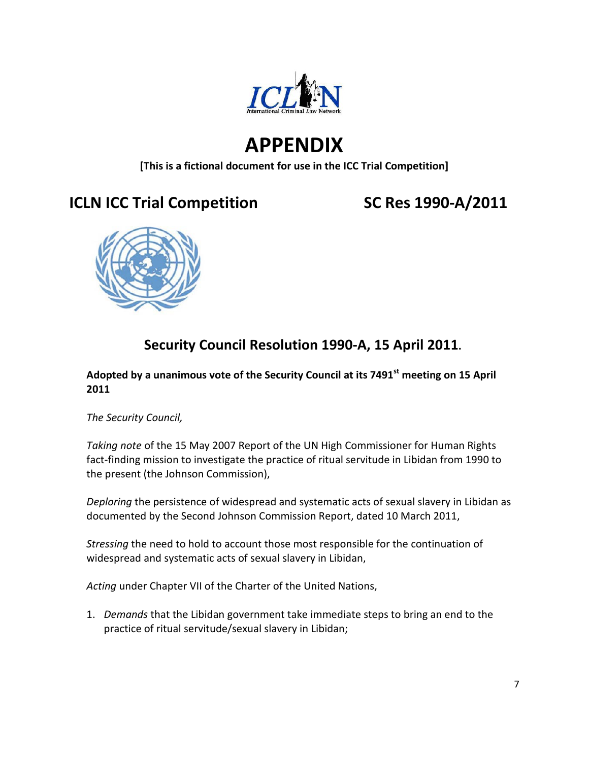# APPENDIX

**[This is a fictional document for use in the ICC Trial Competition]**

## ICLN ICC Trial Competition SC Res 1990-A/2011

## Security Council Resolution 1990-A, 15 April 2011.

**Adopted by a unanimous vote of the Security Council at its 7491st meeting on 15 April 2011**

*The Security Council,*

*Taking note* of the 15 May 2007 Report of the UN High Commissioner for Human Rights fact-finding mission to investigate the practice of ritual servitude in Libidan from 1990 to the present (the Johnson Commission),

*Deploring* the persistence of widespread and systematic acts of sexual slavery in Libidan as documented by the Second Johnson Commission Report, dated 10 March 2011,

*Stressing* the need to hold to account those most responsible for the continuation of widespread and systematic acts of sexual slavery in Libidan,

*Acting* under Chapter VII of the Charter of the United Nations,

1. *Demands* that the Libidan government take immediate steps to bring an end to the practice of ritual servitude/sexual slavery in Libidan;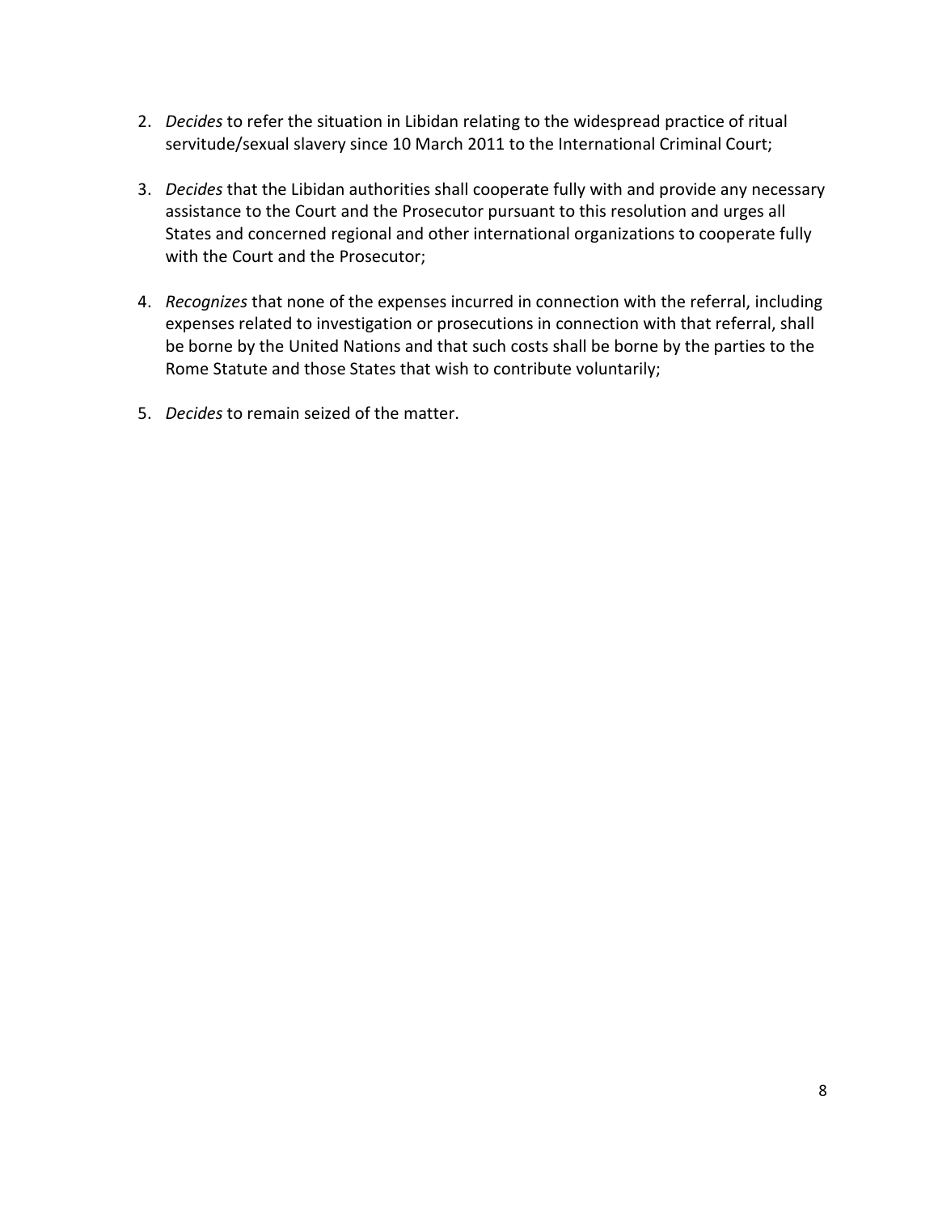2. *Decides* to refer the situation in Libidan relating to the widespread practice of ritual servitude/sexual slavery since 10 March 2011 to the International Criminal Court;

3. *Decides* that the Libidan authorities shall cooperate fully with and provide any necessary assistance to the Court and the Prosecutor pursuant to this resolution and urges all States and concerned regional and other international organizations to cooperate fully with the Court and the Prosecutor;

4. *Recognizes* that none of the expenses incurred in connection with the referral, including expenses related to investigation or prosecutions in connection with that referral, shall be borne by the United Nations and that such costs shall be borne by the parties to the Rome Statute and those States that wish to contribute voluntarily;

5. *Decides* to remain seized of the matter.